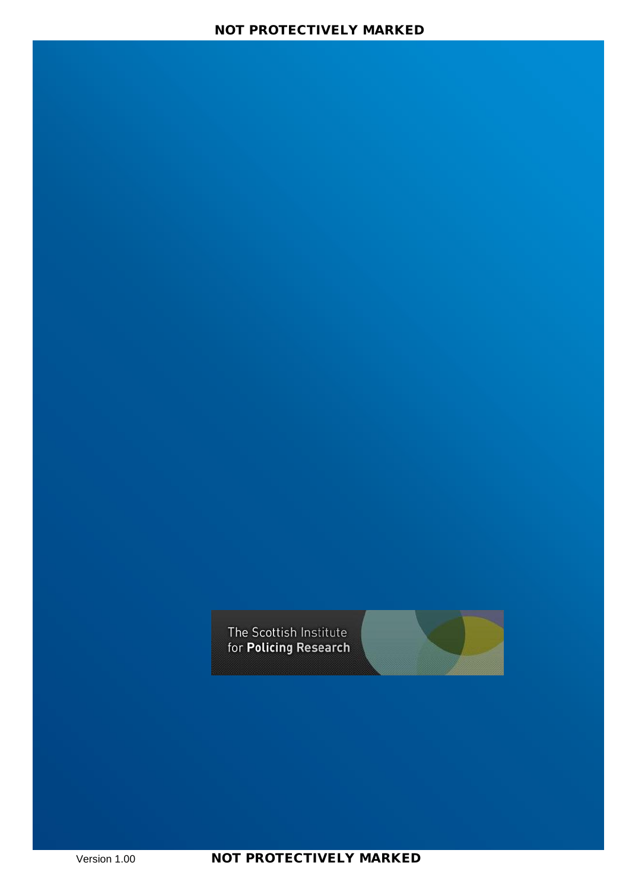The Scottish Institute for **Policing Research**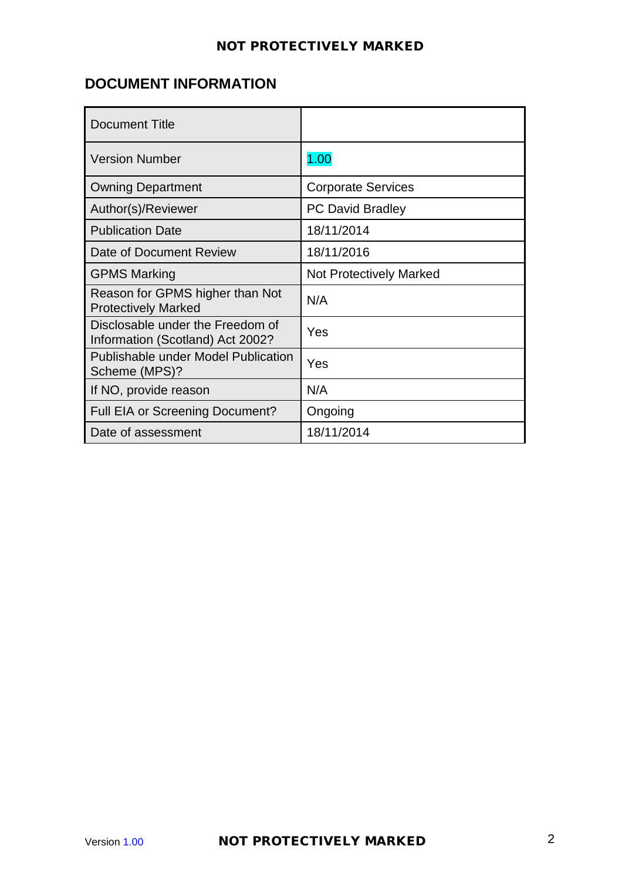## DOCUMENT INFORMATION

| Document Title | |
|---|---|
| Version Number | 1.00 |
| Owning Department | Corporate Services |
| Author(s)/Reviewer | PC David Bradley |
| Publication Date | 18/11/2014 |
| Date of Document Review | 18/11/2016 |
| GPMS Marking | Not Protectively Marked |
| Reason for GPMS higher than Not Protectively Marked | N/A |
| Disclosable under the Freedom of Information (Scotland) Act 2002? | Yes |
| Publishable under Model Publication Scheme (MPS)? | Yes |
| If NO, provide reason | N/A |
| Full EIA or Screening Document? | Ongoing |
| Date of assessment | 18/11/2014 |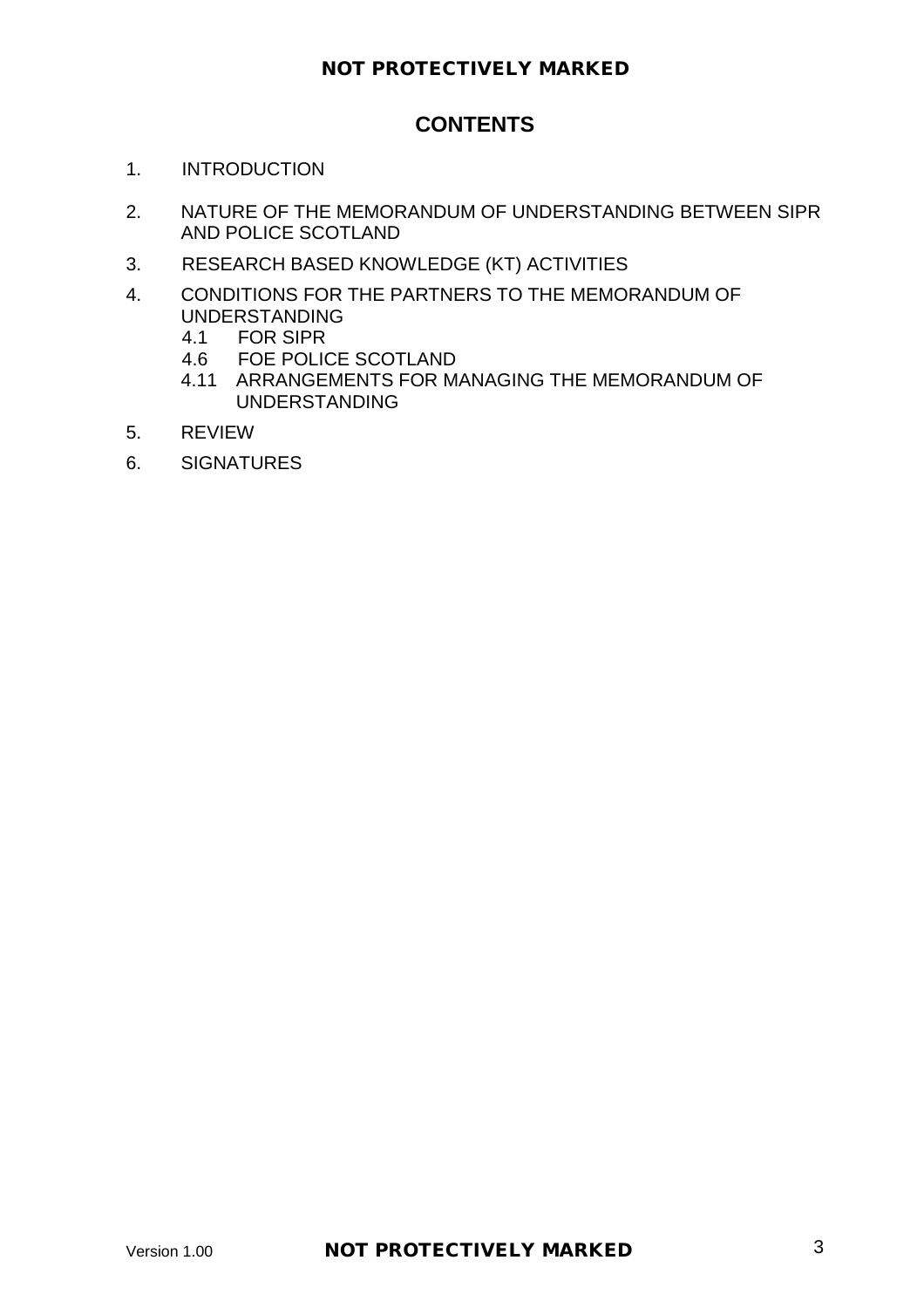## CONTENTS

1. INTRODUCTION
2. NATURE OF THE MEMORANDUM OF UNDERSTANDING BETWEEN SIPR AND POLICE SCOTLAND
3. RESEARCH BASED KNOWLEDGE (KT) ACTIVITIES
4. CONDITIONS FOR THE PARTNERS TO THE MEMORANDUM OF UNDERSTANDING
   - 4.1 FOR SIPR
   - 4.6 FOE POLICE SCOTLAND
   - 4.11 ARRANGEMENTS FOR MANAGING THE MEMORANDUM OF UNDERSTANDING
5. REVIEW
6. SIGNATURES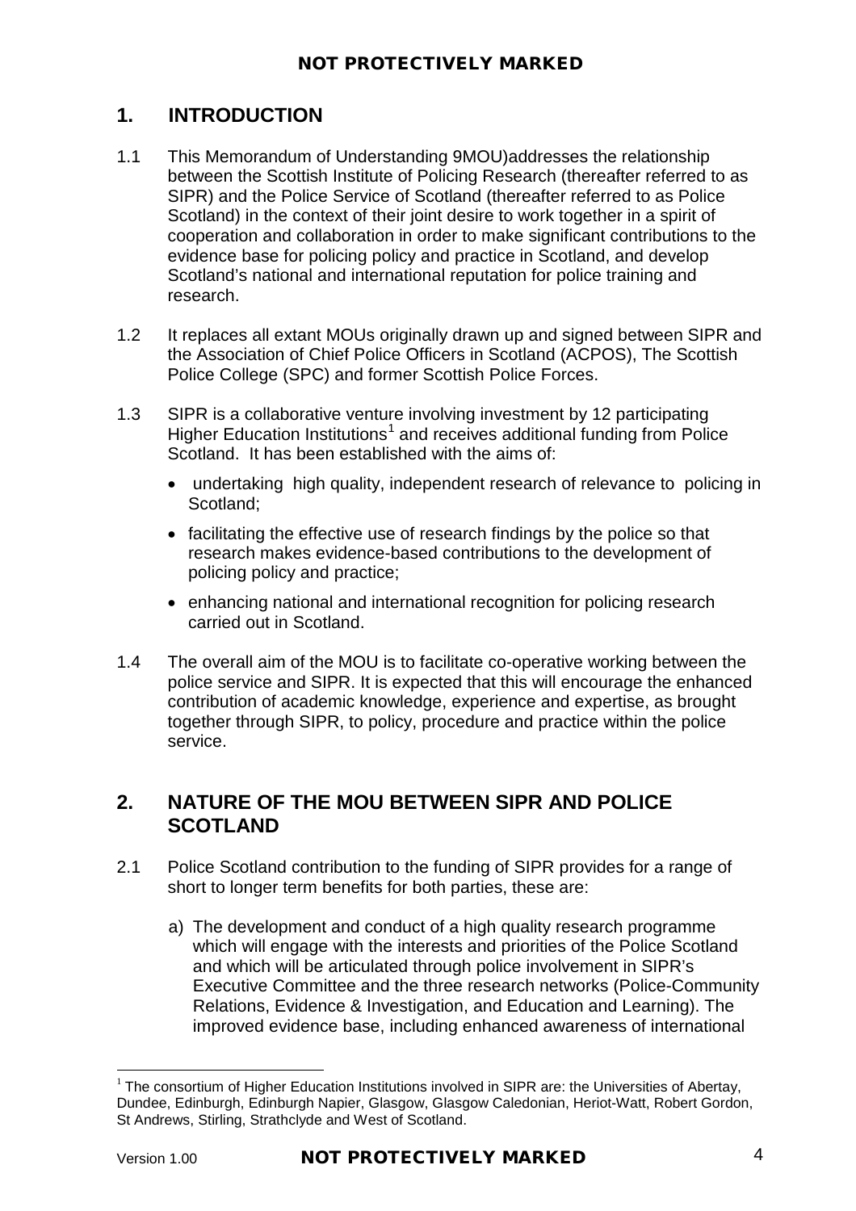# 1. INTRODUCTION

1.1 This Memorandum of Understanding 9MOU)addresses the relationship between the Scottish Institute of Policing Research (thereafter referred to as SIPR) and the Police Service of Scotland (thereafter referred to as Police Scotland) in the context of their joint desire to work together in a spirit of cooperation and collaboration in order to make significant contributions to the evidence base for policing policy and practice in Scotland, and develop Scotland's national and international reputation for police training and research.

1.2 It replaces all extant MOUs originally drawn up and signed between SIPR and the Association of Chief Police Officers in Scotland (ACPOS), The Scottish Police College (SPC) and former Scottish Police Forces.

1.3 SIPR is a collaborative venture involving investment by 12 participating Higher Education Institutions[1] and receives additional funding from Police Scotland. It has been established with the aims of:

- undertaking high quality, independent research of relevance to policing in Scotland;
- facilitating the effective use of research findings by the police so that research makes evidence-based contributions to the development of policing policy and practice;
- enhancing national and international recognition for policing research carried out in Scotland.

1.4 The overall aim of the MOU is to facilitate co-operative working between the police service and SIPR. It is expected that this will encourage the enhanced contribution of academic knowledge, experience and expertise, as brought together through SIPR, to policy, procedure and practice within the police service.

# 2. NATURE OF THE MOU BETWEEN SIPR AND POLICE SCOTLAND

2.1 Police Scotland contribution to the funding of SIPR provides for a range of short to longer term benefits for both parties, these are:

a) The development and conduct of a high quality research programme which will engage with the interests and priorities of the Police Scotland and which will be articulated through police involvement in SIPR's Executive Committee and the three research networks (Police-Community Relations, Evidence & Investigation, and Education and Learning). The improved evidence base, including enhanced awareness of international

[1] The consortium of Higher Education Institutions involved in SIPR are: the Universities of Abertay, Dundee, Edinburgh, Edinburgh Napier, Glasgow, Glasgow Caledonian, Heriot-Watt, Robert Gordon, St Andrews, Stirling, Strathclyde and West of Scotland.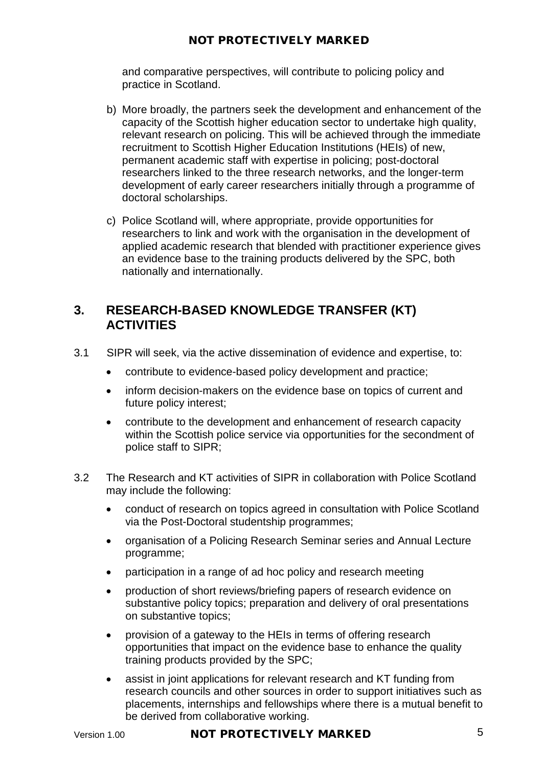and comparative perspectives, will contribute to policing policy and practice in Scotland.

b) More broadly, the partners seek the development and enhancement of the capacity of the Scottish higher education sector to undertake high quality, relevant research on policing. This will be achieved through the immediate recruitment to Scottish Higher Education Institutions (HEIs) of new, permanent academic staff with expertise in policing; post-doctoral researchers linked to the three research networks, and the longer-term development of early career researchers initially through a programme of doctoral scholarships.

c) Police Scotland will, where appropriate, provide opportunities for researchers to link and work with the organisation in the development of applied academic research that blended with practitioner experience gives an evidence base to the training products delivered by the SPC, both nationally and internationally.

## 3. RESEARCH-BASED KNOWLEDGE TRANSFER (KT) ACTIVITIES

3.1 SIPR will seek, via the active dissemination of evidence and expertise, to:

- contribute to evidence-based policy development and practice;
- inform decision-makers on the evidence base on topics of current and future policy interest;
- contribute to the development and enhancement of research capacity within the Scottish police service via opportunities for the secondment of police staff to SIPR;

3.2 The Research and KT activities of SIPR in collaboration with Police Scotland may include the following:

- conduct of research on topics agreed in consultation with Police Scotland via the Post-Doctoral studentship programmes;
- organisation of a Policing Research Seminar series and Annual Lecture programme;
- participation in a range of ad hoc policy and research meeting
- production of short reviews/briefing papers of research evidence on substantive policy topics; preparation and delivery of oral presentations on substantive topics;
- provision of a gateway to the HEIs in terms of offering research opportunities that impact on the evidence base to enhance the quality training products provided by the SPC;
- assist in joint applications for relevant research and KT funding from research councils and other sources in order to support initiatives such as placements, internships and fellowships where there is a mutual benefit to be derived from collaborative working.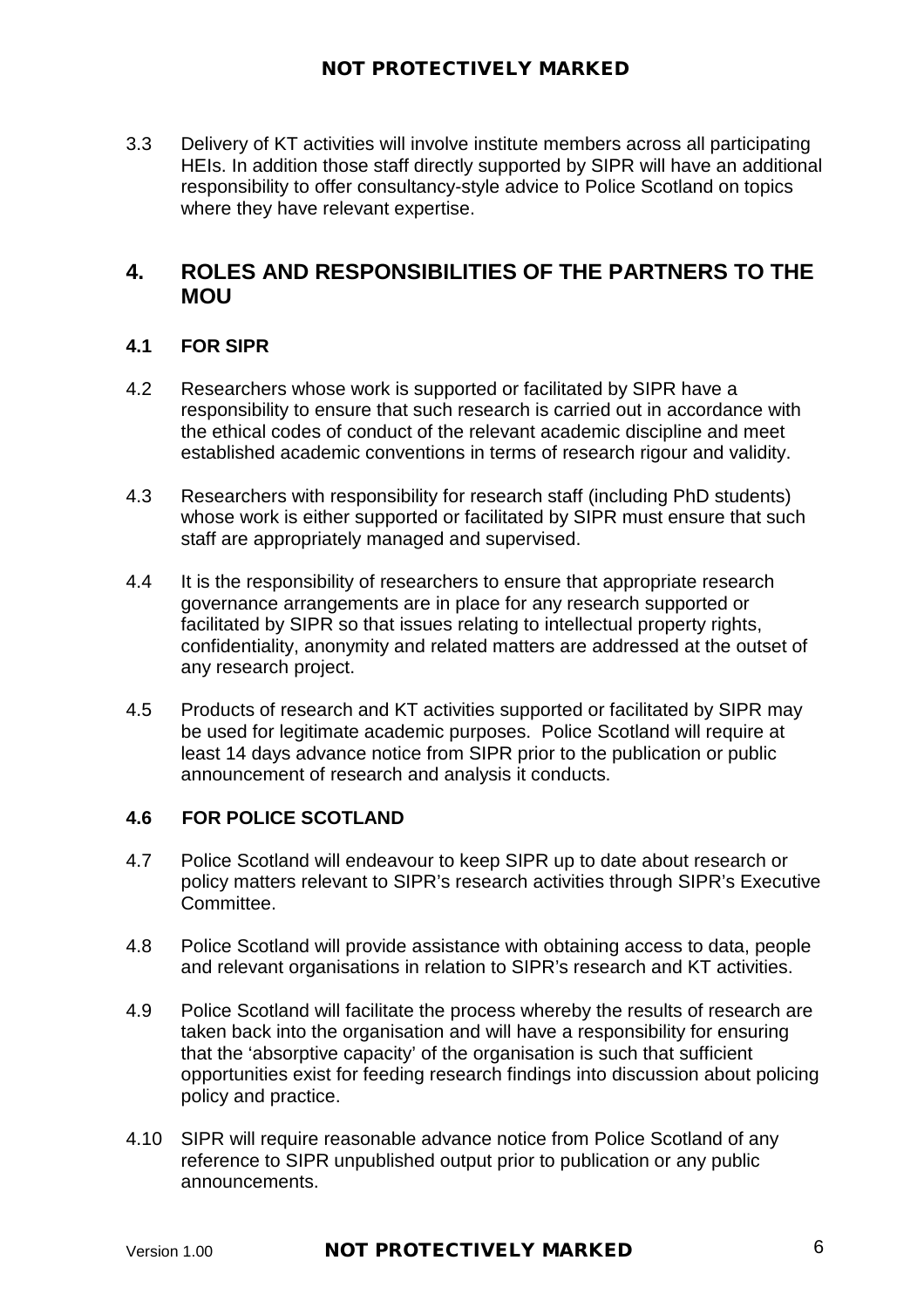3.3 Delivery of KT activities will involve institute members across all participating HEIs. In addition those staff directly supported by SIPR will have an additional responsibility to offer consultancy-style advice to Police Scotland on topics where they have relevant expertise.

## 4. ROLES AND RESPONSIBILITIES OF THE PARTNERS TO THE MOU

### 4.1 FOR SIPR

4.2 Researchers whose work is supported or facilitated by SIPR have a responsibility to ensure that such research is carried out in accordance with the ethical codes of conduct of the relevant academic discipline and meet established academic conventions in terms of research rigour and validity.

4.3 Researchers with responsibility for research staff (including PhD students) whose work is either supported or facilitated by SIPR must ensure that such staff are appropriately managed and supervised.

4.4 It is the responsibility of researchers to ensure that appropriate research governance arrangements are in place for any research supported or facilitated by SIPR so that issues relating to intellectual property rights, confidentiality, anonymity and related matters are addressed at the outset of any research project.

4.5 Products of research and KT activities supported or facilitated by SIPR may be used for legitimate academic purposes. Police Scotland will require at least 14 days advance notice from SIPR prior to the publication or public announcement of research and analysis it conducts.

### 4.6 FOR POLICE SCOTLAND

4.7 Police Scotland will endeavour to keep SIPR up to date about research or policy matters relevant to SIPR's research activities through SIPR's Executive Committee.

4.8 Police Scotland will provide assistance with obtaining access to data, people and relevant organisations in relation to SIPR's research and KT activities.

4.9 Police Scotland will facilitate the process whereby the results of research are taken back into the organisation and will have a responsibility for ensuring that the 'absorptive capacity' of the organisation is such that sufficient opportunities exist for feeding research findings into discussion about policing policy and practice.

4.10 SIPR will require reasonable advance notice from Police Scotland of any reference to SIPR unpublished output prior to publication or any public announcements.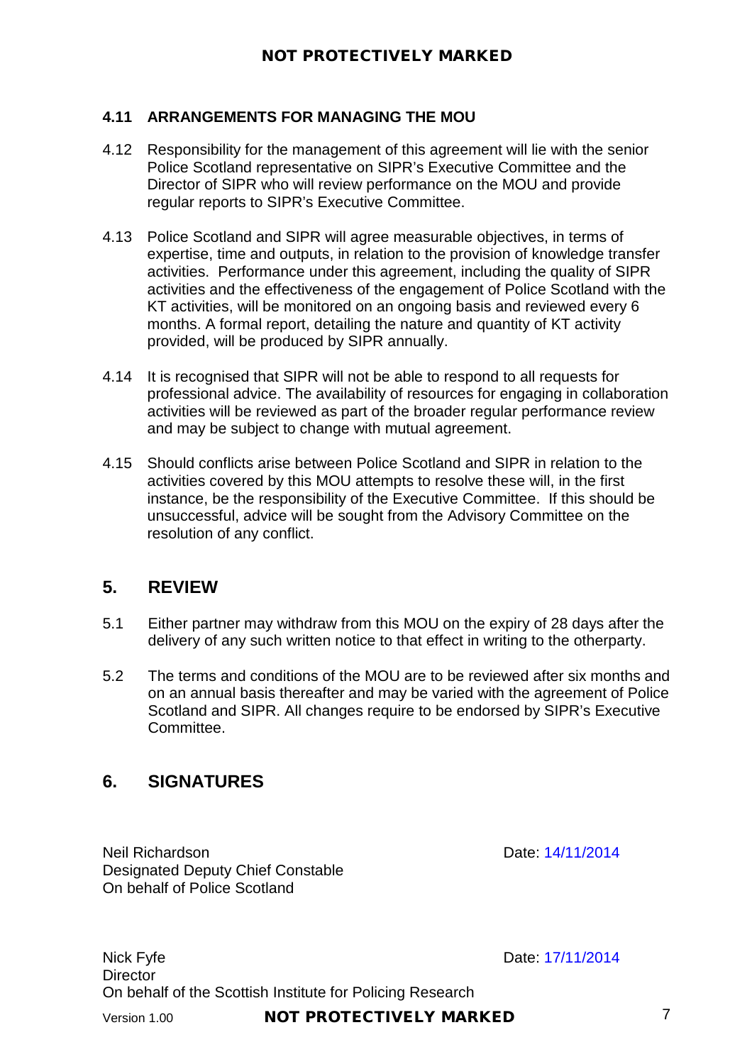### 4.11 ARRANGEMENTS FOR MANAGING THE MOU

4.12 Responsibility for the management of this agreement will lie with the senior Police Scotland representative on SIPR's Executive Committee and the Director of SIPR who will review performance on the MOU and provide regular reports to SIPR's Executive Committee.

4.13 Police Scotland and SIPR will agree measurable objectives, in terms of expertise, time and outputs, in relation to the provision of knowledge transfer activities. Performance under this agreement, including the quality of SIPR activities and the effectiveness of the engagement of Police Scotland with the KT activities, will be monitored on an ongoing basis and reviewed every 6 months. A formal report, detailing the nature and quantity of KT activity provided, will be produced by SIPR annually.

4.14 It is recognised that SIPR will not be able to respond to all requests for professional advice. The availability of resources for engaging in collaboration activities will be reviewed as part of the broader regular performance review and may be subject to change with mutual agreement.

4.15 Should conflicts arise between Police Scotland and SIPR in relation to the activities covered by this MOU attempts to resolve these will, in the first instance, be the responsibility of the Executive Committee. If this should be unsuccessful, advice will be sought from the Advisory Committee on the resolution of any conflict.

## 5. REVIEW

5.1 Either partner may withdraw from this MOU on the expiry of 28 days after the delivery of any such written notice to that effect in writing to the otherparty.

5.2 The terms and conditions of the MOU are to be reviewed after six months and on an annual basis thereafter and may be varied with the agreement of Police Scotland and SIPR. All changes require to be endorsed by SIPR's Executive Committee.

## 6. SIGNATURES

Neil Richardson
Designated Deputy Chief Constable
On behalf of Police Scotland

Date: 14/11/2014

Nick Fyfe
Director
On behalf of the Scottish Institute for Policing Research

Date: 17/11/2014

Version 1.00